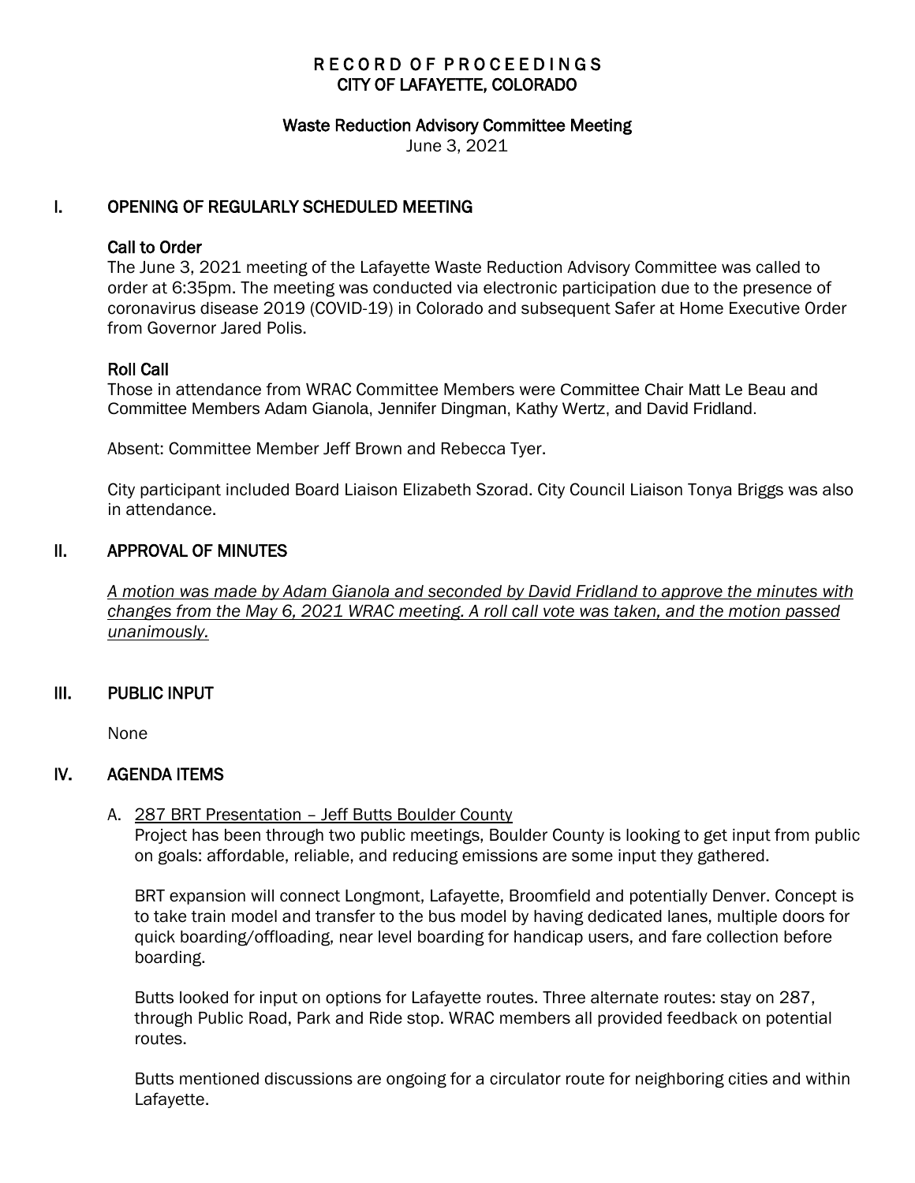# RECORD OF PROCEEDINGS
# CITY OF LAFAYETTE, COLORADO

## Waste Reduction Advisory Committee Meeting

June 3, 2021

## I. OPENING OF REGULARLY SCHEDULED MEETING

### Call to Order

The June 3, 2021 meeting of the Lafayette Waste Reduction Advisory Committee was called to order at 6:35pm. The meeting was conducted via electronic participation due to the presence of coronavirus disease 2019 (COVID-19) in Colorado and subsequent Safer at Home Executive Order from Governor Jared Polis.

### Roll Call

Those in attendance from WRAC Committee Members were Committee Chair Matt Le Beau and Committee Members Adam Gianola, Jennifer Dingman, Kathy Wertz, and David Fridland.

Absent: Committee Member Jeff Brown and Rebecca Tyer.

City participant included Board Liaison Elizabeth Szorad. City Council Liaison Tonya Briggs was also in attendance.

## II. APPROVAL OF MINUTES

*A motion was made by Adam Gianola and seconded by David Fridland to approve the minutes with changes from the May 6, 2021 WRAC meeting. A roll call vote was taken, and the motion passed unanimously.*

## III. PUBLIC INPUT

None

## IV. AGENDA ITEMS

A. 287 BRT Presentation – Jeff Butts Boulder County

Project has been through two public meetings, Boulder County is looking to get input from public on goals: affordable, reliable, and reducing emissions are some input they gathered.

BRT expansion will connect Longmont, Lafayette, Broomfield and potentially Denver. Concept is to take train model and transfer to the bus model by having dedicated lanes, multiple doors for quick boarding/offloading, near level boarding for handicap users, and fare collection before boarding.

Butts looked for input on options for Lafayette routes. Three alternate routes: stay on 287, through Public Road, Park and Ride stop. WRAC members all provided feedback on potential routes.

Butts mentioned discussions are ongoing for a circulator route for neighboring cities and within Lafayette.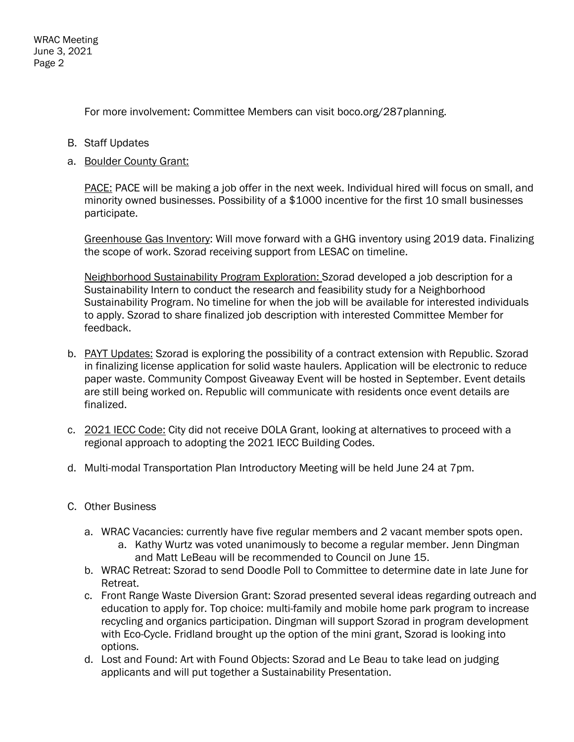For more involvement: Committee Members can visit boco.org/287planning.

B. Staff Updates

a. <u>Boulder County Grant:</u>

   <u>PACE:</u> PACE will be making a job offer in the next week. Individual hired will focus on small, and minority owned businesses. Possibility of a $1000 incentive for the first 10 small businesses participate.

   <u>Greenhouse Gas Inventory</u>: Will move forward with a GHG inventory using 2019 data. Finalizing the scope of work. Szorad receiving support from LESAC on timeline.

   <u>Neighborhood Sustainability Program Exploration:</u> Szorad developed a job description for a Sustainability Intern to conduct the research and feasibility study for a Neighborhood Sustainability Program. No timeline for when the job will be available for interested individuals to apply. Szorad to share finalized job description with interested Committee Member for feedback.

b. <u>PAYT Updates:</u> Szorad is exploring the possibility of a contract extension with Republic. Szorad in finalizing license application for solid waste haulers. Application will be electronic to reduce paper waste. Community Compost Giveaway Event will be hosted in September. Event details are still being worked on. Republic will communicate with residents once event details are finalized.

c. <u>2021 IECC Code:</u> City did not receive DOLA Grant, looking at alternatives to proceed with a regional approach to adopting the 2021 IECC Building Codes.

d. Multi-modal Transportation Plan Introductory Meeting will be held June 24 at 7pm.

C. Other Business

   a. WRAC Vacancies: currently have five regular members and 2 vacant member spots open.
      a. Kathy Wurtz was voted unanimously to become a regular member. Jenn Dingman and Matt LeBeau will be recommended to Council on June 15.
   b. WRAC Retreat: Szorad to send Doodle Poll to Committee to determine date in late June for Retreat.
   c. Front Range Waste Diversion Grant: Szorad presented several ideas regarding outreach and education to apply for. Top choice: multi-family and mobile home park program to increase recycling and organics participation. Dingman will support Szorad in program development with Eco-Cycle. Fridland brought up the option of the mini grant, Szorad is looking into options.
   d. Lost and Found: Art with Found Objects: Szorad and Le Beau to take lead on judging applicants and will put together a Sustainability Presentation.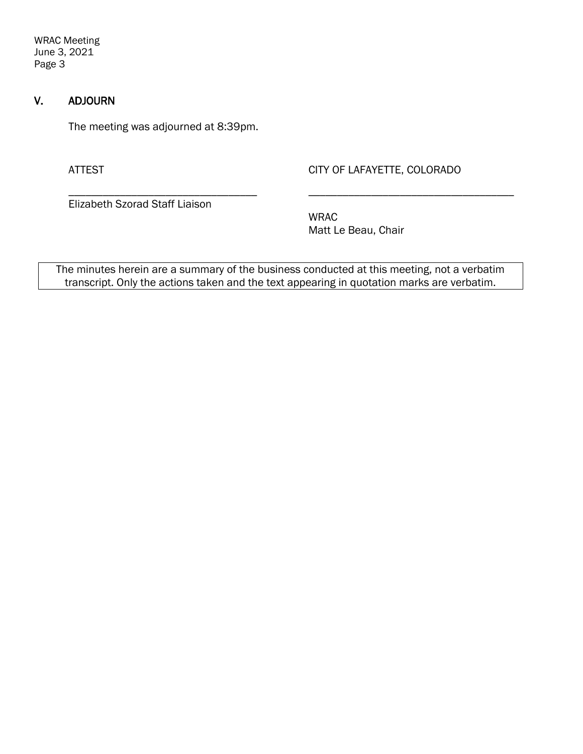## V. ADJOURN

The meeting was adjourned at 8:39pm.

ATTEST

_______________________________

Elizabeth Szorad Staff Liaison

CITY OF LAFAYETTE, COLORADO

___________________________________

WRAC

Matt Le Beau, Chair

The minutes herein are a summary of the business conducted at this meeting, not a verbatim transcript. Only the actions taken and the text appearing in quotation marks are verbatim.